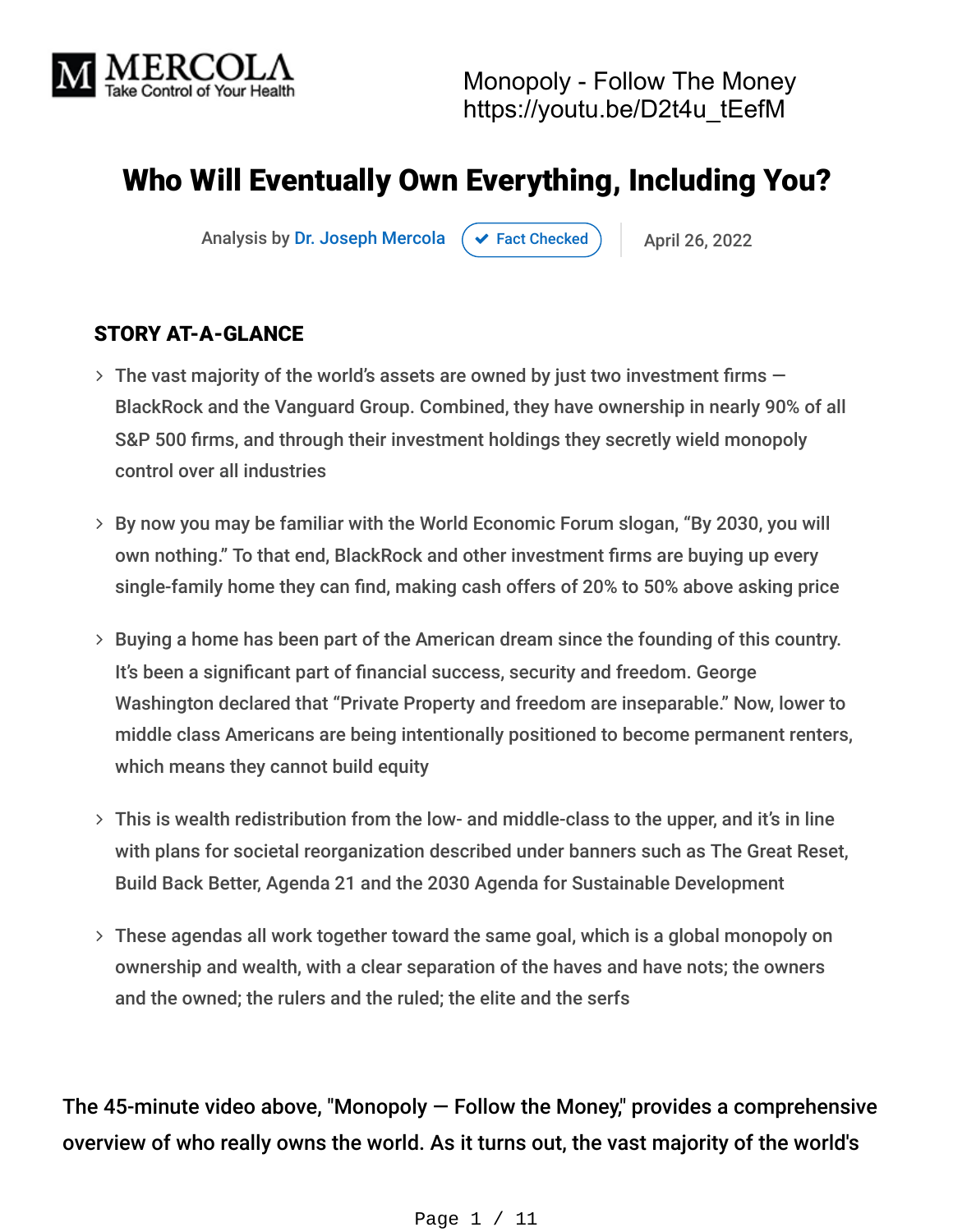MERCOLA
Take Control of Your Health

Monopoly - Follow The Money
https://youtu.be/D2t4u_tEefM

# Who Will Eventually Own Everything, Including You?

Analysis by Dr. Joseph Mercola | Fact Checked | April 26, 2022

## STORY AT-A-GLANCE

- The vast majority of the world's assets are owned by just two investment firms — BlackRock and the Vanguard Group. Combined, they have ownership in nearly 90% of all S&P 500 firms, and through their investment holdings they secretly wield monopoly control over all industries
- By now you may be familiar with the World Economic Forum slogan, "By 2030, you will own nothing." To that end, BlackRock and other investment firms are buying up every single-family home they can find, making cash offers of 20% to 50% above asking price
- Buying a home has been part of the American dream since the founding of this country. It's been a significant part of financial success, security and freedom. George Washington declared that "Private Property and freedom are inseparable." Now, lower to middle class Americans are being intentionally positioned to become permanent renters, which means they cannot build equity
- This is wealth redistribution from the low- and middle-class to the upper, and it's in line with plans for societal reorganization described under banners such as The Great Reset, Build Back Better, Agenda 21 and the 2030 Agenda for Sustainable Development
- These agendas all work together toward the same goal, which is a global monopoly on ownership and wealth, with a clear separation of the haves and have nots; the owners and the owned; the rulers and the ruled; the elite and the serfs

The 45-minute video above, "Monopoly — Follow the Money," provides a comprehensive overview of who really owns the world. As it turns out, the vast majority of the world's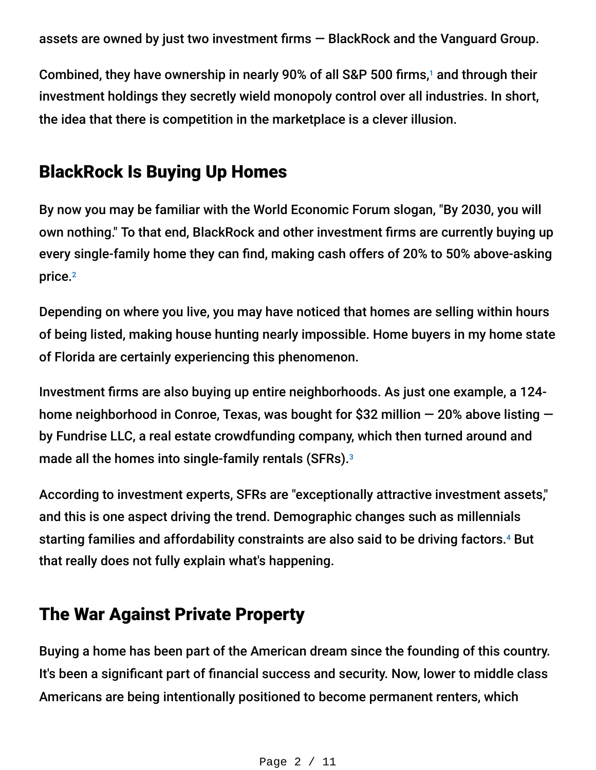assets are owned by just two investment firms — BlackRock and the Vanguard Group.

Combined, they have ownership in nearly 90% of all S&P 500 firms,[1] and through their investment holdings they secretly wield monopoly control over all industries. In short, the idea that there is competition in the marketplace is a clever illusion.

## BlackRock Is Buying Up Homes

By now you may be familiar with the World Economic Forum slogan, "By 2030, you will own nothing." To that end, BlackRock and other investment firms are currently buying up every single-family home they can find, making cash offers of 20% to 50% above-asking price.[2]

Depending on where you live, you may have noticed that homes are selling within hours of being listed, making house hunting nearly impossible. Home buyers in my home state of Florida are certainly experiencing this phenomenon.

Investment firms are also buying up entire neighborhoods. As just one example, a 124-home neighborhood in Conroe, Texas, was bought for $32 million — 20% above listing — by Fundrise LLC, a real estate crowdfunding company, which then turned around and made all the homes into single-family rentals (SFRs).[3]

According to investment experts, SFRs are "exceptionally attractive investment assets," and this is one aspect driving the trend. Demographic changes such as millennials starting families and affordability constraints are also said to be driving factors.[4] But that really does not fully explain what's happening.

## The War Against Private Property

Buying a home has been part of the American dream since the founding of this country. It's been a significant part of financial success and security. Now, lower to middle class Americans are being intentionally positioned to become permanent renters, which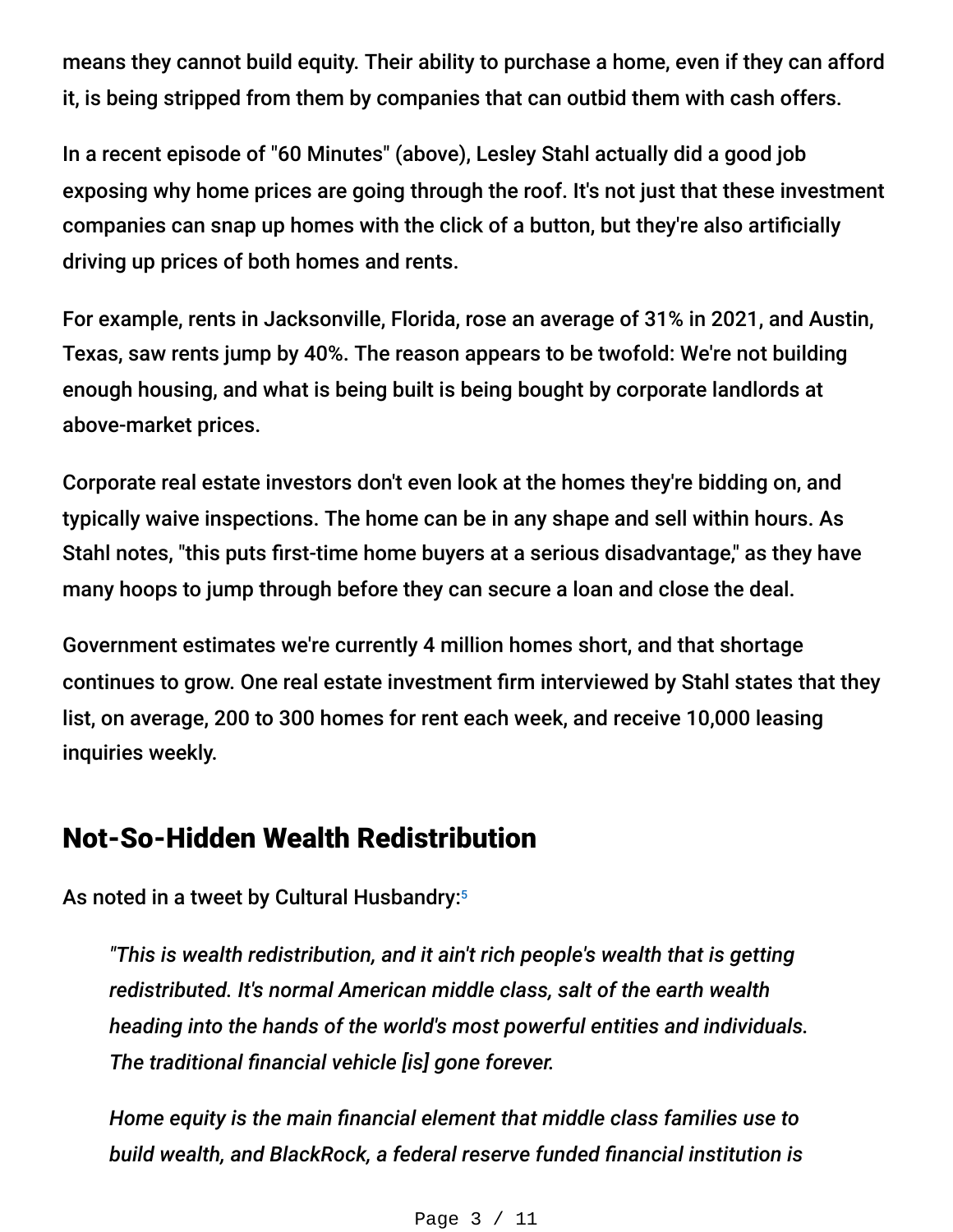means they cannot build equity. Their ability to purchase a home, even if they can afford it, is being stripped from them by companies that can outbid them with cash offers.

In a recent episode of "60 Minutes" (above), Lesley Stahl actually did a good job exposing why home prices are going through the roof. It's not just that these investment companies can snap up homes with the click of a button, but they're also artificially driving up prices of both homes and rents.

For example, rents in Jacksonville, Florida, rose an average of 31% in 2021, and Austin, Texas, saw rents jump by 40%. The reason appears to be twofold: We're not building enough housing, and what is being built is being bought by corporate landlords at above-market prices.

Corporate real estate investors don't even look at the homes they're bidding on, and typically waive inspections. The home can be in any shape and sell within hours. As Stahl notes, "this puts first-time home buyers at a serious disadvantage," as they have many hoops to jump through before they can secure a loan and close the deal.

Government estimates we're currently 4 million homes short, and that shortage continues to grow. One real estate investment firm interviewed by Stahl states that they list, on average, 200 to 300 homes for rent each week, and receive 10,000 leasing inquiries weekly.

## Not-So-Hidden Wealth Redistribution

As noted in a tweet by Cultural Husbandry:[5]

> *"This is wealth redistribution, and it ain't rich people's wealth that is getting redistributed. It's normal American middle class, salt of the earth wealth heading into the hands of the world's most powerful entities and individuals. The traditional financial vehicle [is] gone forever.*
>
> *Home equity is the main financial element that middle class families use to build wealth, and BlackRock, a federal reserve funded financial institution is*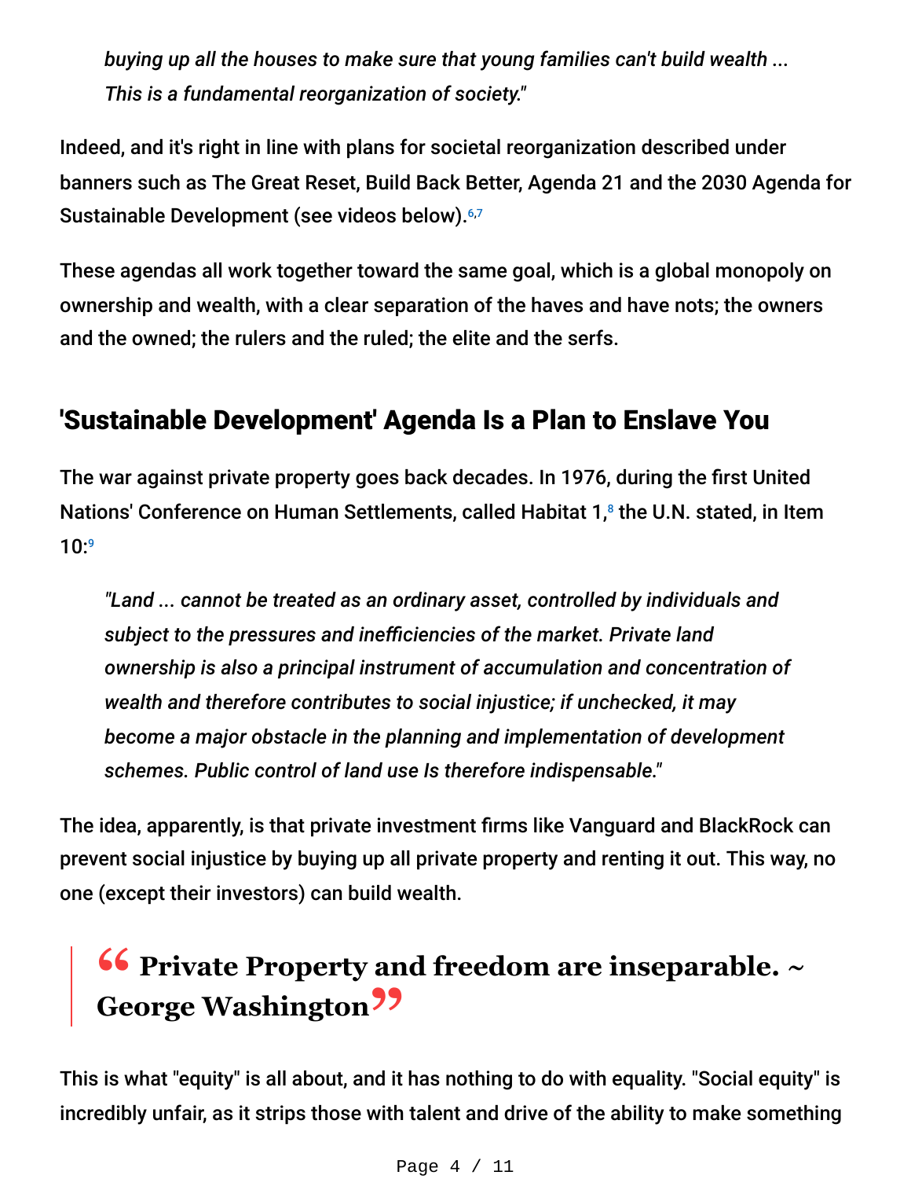*buying up all the houses to make sure that young families can't build wealth ... This is a fundamental reorganization of society."*

Indeed, and it's right in line with plans for societal reorganization described under banners such as The Great Reset, Build Back Better, Agenda 21 and the 2030 Agenda for Sustainable Development (see videos below).[6,7]

These agendas all work together toward the same goal, which is a global monopoly on ownership and wealth, with a clear separation of the haves and have nots; the owners and the owned; the rulers and the ruled; the elite and the serfs.

## 'Sustainable Development' Agenda Is a Plan to Enslave You

The war against private property goes back decades. In 1976, during the first United Nations' Conference on Human Settlements, called Habitat 1,[8] the U.N. stated, in Item 10:[9]

> *"Land ... cannot be treated as an ordinary asset, controlled by individuals and subject to the pressures and inefficiencies of the market. Private land ownership is also a principal instrument of accumulation and concentration of wealth and therefore contributes to social injustice; if unchecked, it may become a major obstacle in the planning and implementation of development schemes. Public control of land use Is therefore indispensable."*

The idea, apparently, is that private investment firms like Vanguard and BlackRock can prevent social injustice by buying up all private property and renting it out. This way, no one (except their investors) can build wealth.

> **"Private Property and freedom are inseparable. ~ George Washington"**

This is what "equity" is all about, and it has nothing to do with equality. "Social equity" is incredibly unfair, as it strips those with talent and drive of the ability to make something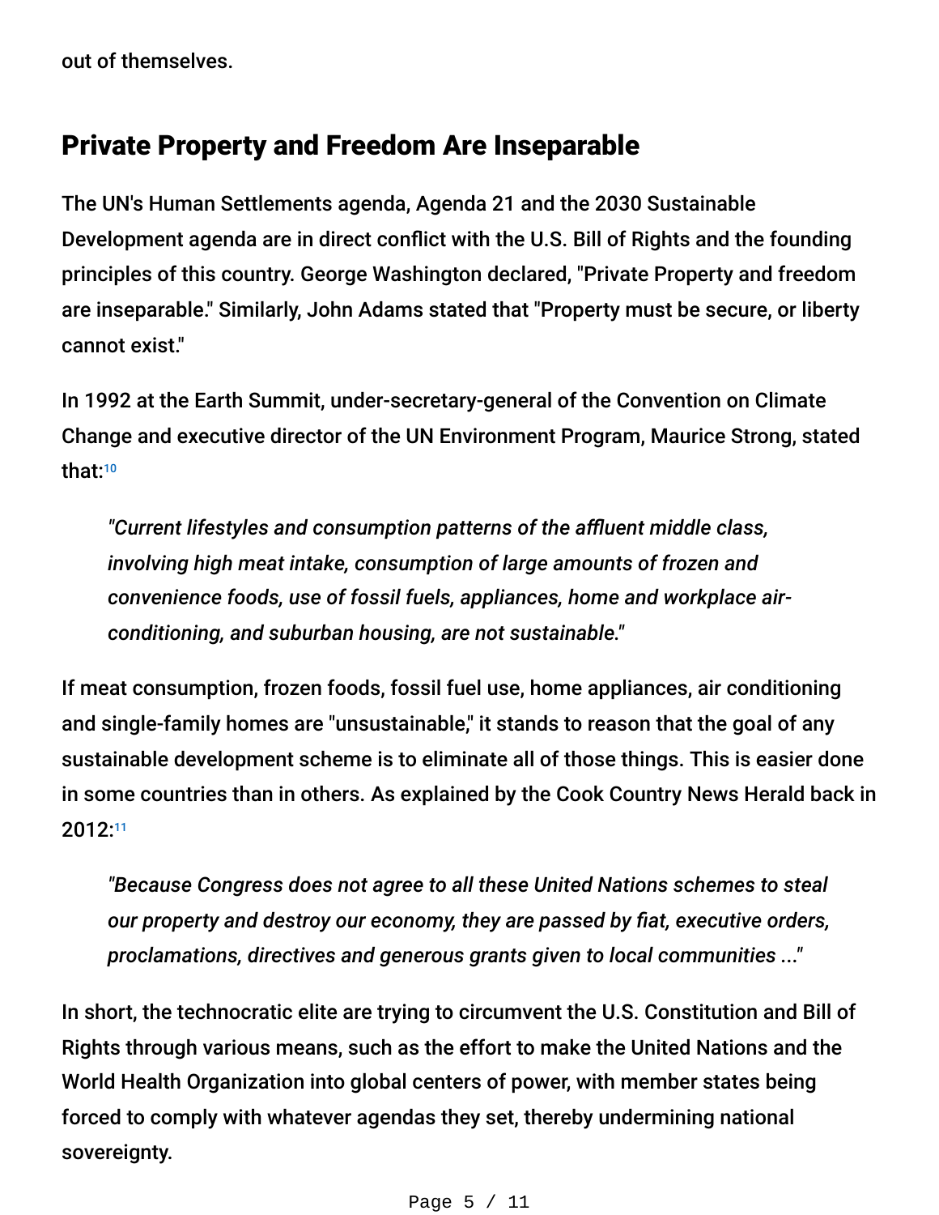out of themselves.

## Private Property and Freedom Are Inseparable

The UN's Human Settlements agenda, Agenda 21 and the 2030 Sustainable Development agenda are in direct conflict with the U.S. Bill of Rights and the founding principles of this country. George Washington declared, "Private Property and freedom are inseparable." Similarly, John Adams stated that "Property must be secure, or liberty cannot exist."

In 1992 at the Earth Summit, under-secretary-general of the Convention on Climate Change and executive director of the UN Environment Program, Maurice Strong, stated that:[10]

> *"Current lifestyles and consumption patterns of the affluent middle class, involving high meat intake, consumption of large amounts of frozen and convenience foods, use of fossil fuels, appliances, home and workplace air-conditioning, and suburban housing, are not sustainable."*

If meat consumption, frozen foods, fossil fuel use, home appliances, air conditioning and single-family homes are "unsustainable," it stands to reason that the goal of any sustainable development scheme is to eliminate all of those things. This is easier done in some countries than in others. As explained by the Cook Country News Herald back in 2012:[11]

> *"Because Congress does not agree to all these United Nations schemes to steal our property and destroy our economy, they are passed by fiat, executive orders, proclamations, directives and generous grants given to local communities ..."*

In short, the technocratic elite are trying to circumvent the U.S. Constitution and Bill of Rights through various means, such as the effort to make the United Nations and the World Health Organization into global centers of power, with member states being forced to comply with whatever agendas they set, thereby undermining national sovereignty.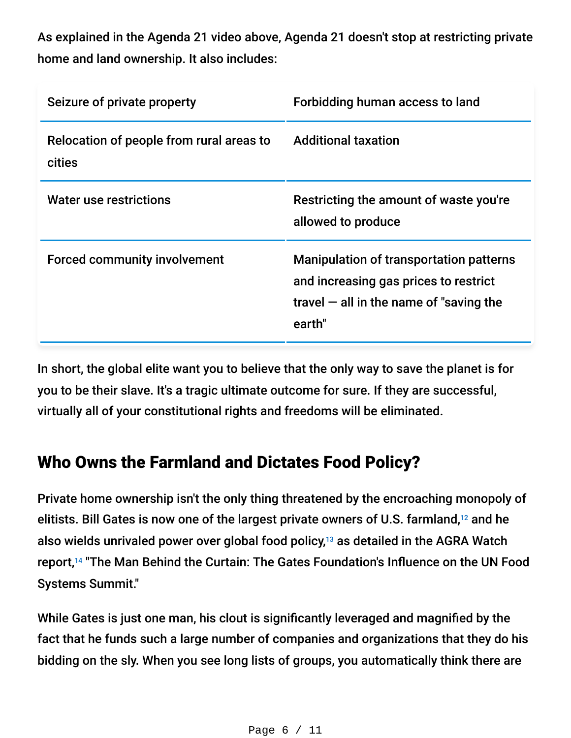As explained in the Agenda 21 video above, Agenda 21 doesn't stop at restricting private home and land ownership. It also includes:

| Seizure of private property | Forbidding human access to land |
|---|---|
| Relocation of people from rural areas to cities | Additional taxation |
| Water use restrictions | Restricting the amount of waste you're allowed to produce |
| Forced community involvement | Manipulation of transportation patterns and increasing gas prices to restrict travel — all in the name of "saving the earth" |

In short, the global elite want you to believe that the only way to save the planet is for you to be their slave. It's a tragic ultimate outcome for sure. If they are successful, virtually all of your constitutional rights and freedoms will be eliminated.

## Who Owns the Farmland and Dictates Food Policy?

Private home ownership isn't the only thing threatened by the encroaching monopoly of elitists. Bill Gates is now one of the largest private owners of U.S. farmland,[12] and he also wields unrivaled power over global food policy,[13] as detailed in the AGRA Watch report,[14] "The Man Behind the Curtain: The Gates Foundation's Influence on the UN Food Systems Summit."

While Gates is just one man, his clout is significantly leveraged and magnified by the fact that he funds such a large number of companies and organizations that they do his bidding on the sly. When you see long lists of groups, you automatically think there are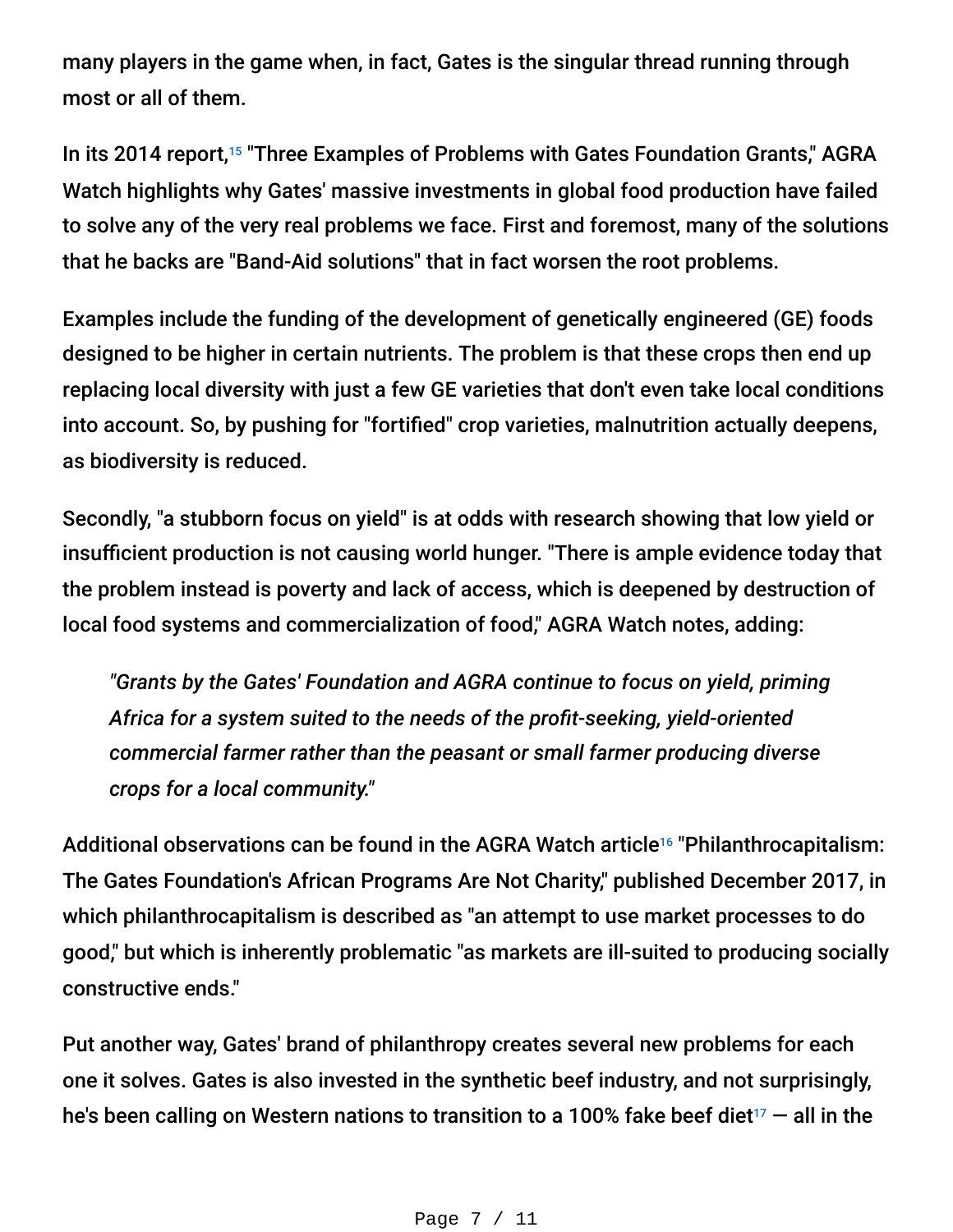many players in the game when, in fact, Gates is the singular thread running through most or all of them.

In its 2014 report,[15] "Three Examples of Problems with Gates Foundation Grants," AGRA Watch highlights why Gates' massive investments in global food production have failed to solve any of the very real problems we face. First and foremost, many of the solutions that he backs are "Band-Aid solutions" that in fact worsen the root problems.

Examples include the funding of the development of genetically engineered (GE) foods designed to be higher in certain nutrients. The problem is that these crops then end up replacing local diversity with just a few GE varieties that don't even take local conditions into account. So, by pushing for "fortified" crop varieties, malnutrition actually deepens, as biodiversity is reduced.

Secondly, "a stubborn focus on yield" is at odds with research showing that low yield or insufficient production is not causing world hunger. "There is ample evidence today that the problem instead is poverty and lack of access, which is deepened by destruction of local food systems and commercialization of food," AGRA Watch notes, adding:

> *"Grants by the Gates' Foundation and AGRA continue to focus on yield, priming Africa for a system suited to the needs of the profit-seeking, yield-oriented commercial farmer rather than the peasant or small farmer producing diverse crops for a local community."*

Additional observations can be found in the AGRA Watch article[16] "Philanthrocapitalism: The Gates Foundation's African Programs Are Not Charity," published December 2017, in which philanthrocapitalism is described as "an attempt to use market processes to do good," but which is inherently problematic "as markets are ill-suited to producing socially constructive ends."

Put another way, Gates' brand of philanthropy creates several new problems for each one it solves. Gates is also invested in the synthetic beef industry, and not surprisingly, he's been calling on Western nations to transition to a 100% fake beef diet[17] — all in the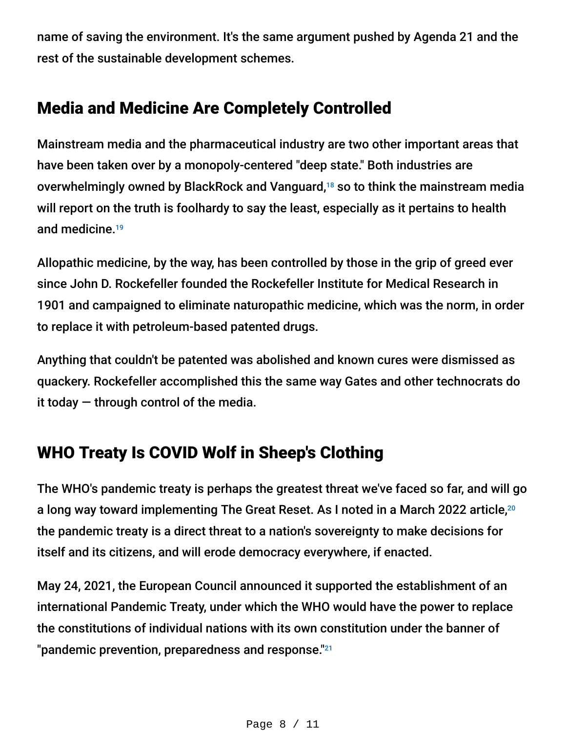name of saving the environment. It's the same argument pushed by Agenda 21 and the rest of the sustainable development schemes.

## Media and Medicine Are Completely Controlled

Mainstream media and the pharmaceutical industry are two other important areas that have been taken over by a monopoly-centered "deep state." Both industries are overwhelmingly owned by BlackRock and Vanguard,[18] so to think the mainstream media will report on the truth is foolhardy to say the least, especially as it pertains to health and medicine.[19]

Allopathic medicine, by the way, has been controlled by those in the grip of greed ever since John D. Rockefeller founded the Rockefeller Institute for Medical Research in 1901 and campaigned to eliminate naturopathic medicine, which was the norm, in order to replace it with petroleum-based patented drugs.

Anything that couldn't be patented was abolished and known cures were dismissed as quackery. Rockefeller accomplished this the same way Gates and other technocrats do it today — through control of the media.

## WHO Treaty Is COVID Wolf in Sheep's Clothing

The WHO's pandemic treaty is perhaps the greatest threat we've faced so far, and will go a long way toward implementing The Great Reset. As I noted in a March 2022 article,[20] the pandemic treaty is a direct threat to a nation's sovereignty to make decisions for itself and its citizens, and will erode democracy everywhere, if enacted.

May 24, 2021, the European Council announced it supported the establishment of an international Pandemic Treaty, under which the WHO would have the power to replace the constitutions of individual nations with its own constitution under the banner of "pandemic prevention, preparedness and response."[21]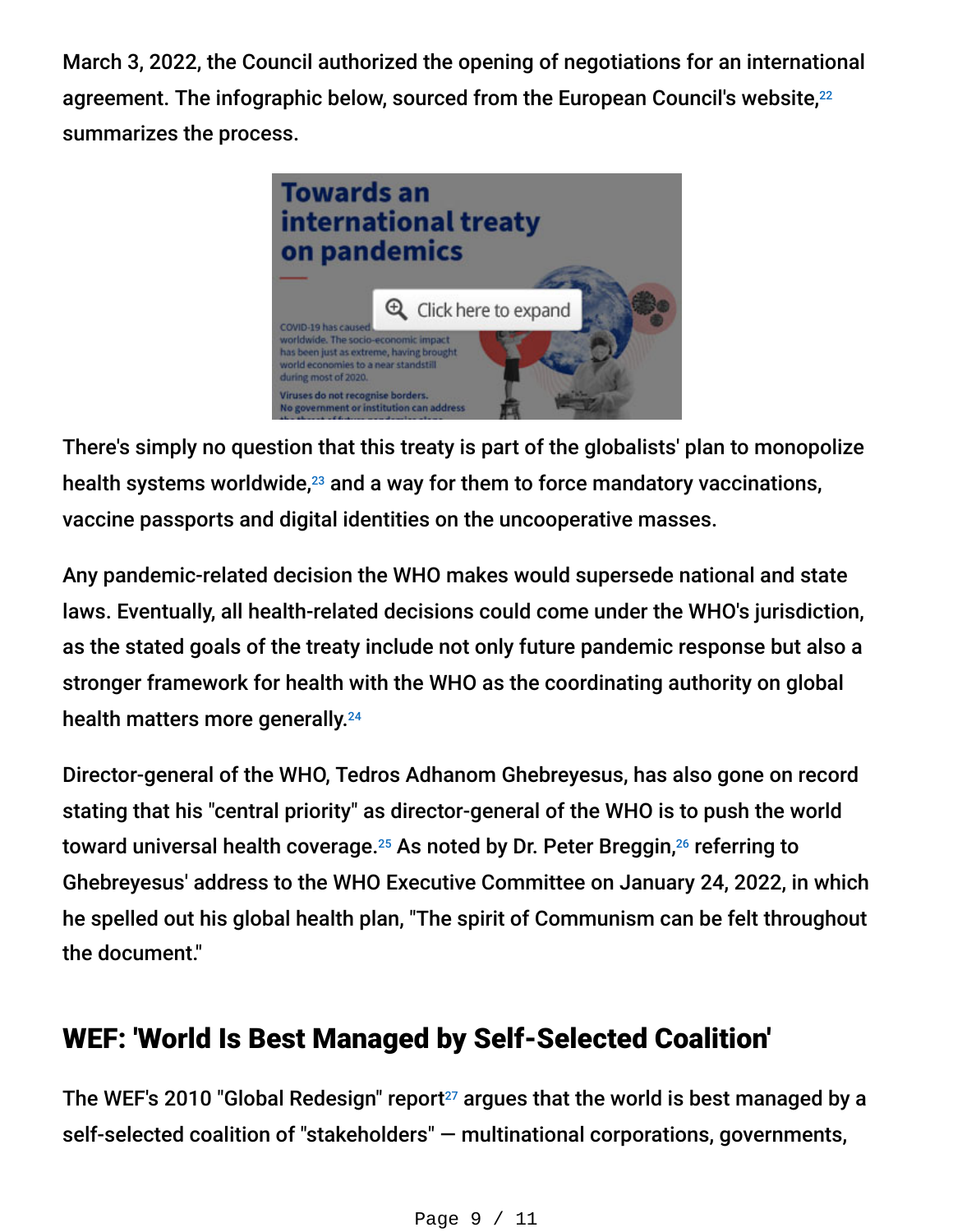March 3, 2022, the Council authorized the opening of negotiations for an international agreement. The infographic below, sourced from the European Council's website,[22] summarizes the process.

There's simply no question that this treaty is part of the globalists' plan to monopolize health systems worldwide,[23] and a way for them to force mandatory vaccinations, vaccine passports and digital identities on the uncooperative masses.

Any pandemic-related decision the WHO makes would supersede national and state laws. Eventually, all health-related decisions could come under the WHO's jurisdiction, as the stated goals of the treaty include not only future pandemic response but also a stronger framework for health with the WHO as the coordinating authority on global health matters more generally.[24]

Director-general of the WHO, Tedros Adhanom Ghebreyesus, has also gone on record stating that his "central priority" as director-general of the WHO is to push the world toward universal health coverage.[25] As noted by Dr. Peter Breggin,[26] referring to Ghebreyesus' address to the WHO Executive Committee on January 24, 2022, in which he spelled out his global health plan, "The spirit of Communism can be felt throughout the document."

## WEF: 'World Is Best Managed by Self-Selected Coalition'

The WEF's 2010 "Global Redesign" report[27] argues that the world is best managed by a self-selected coalition of "stakeholders" — multinational corporations, governments,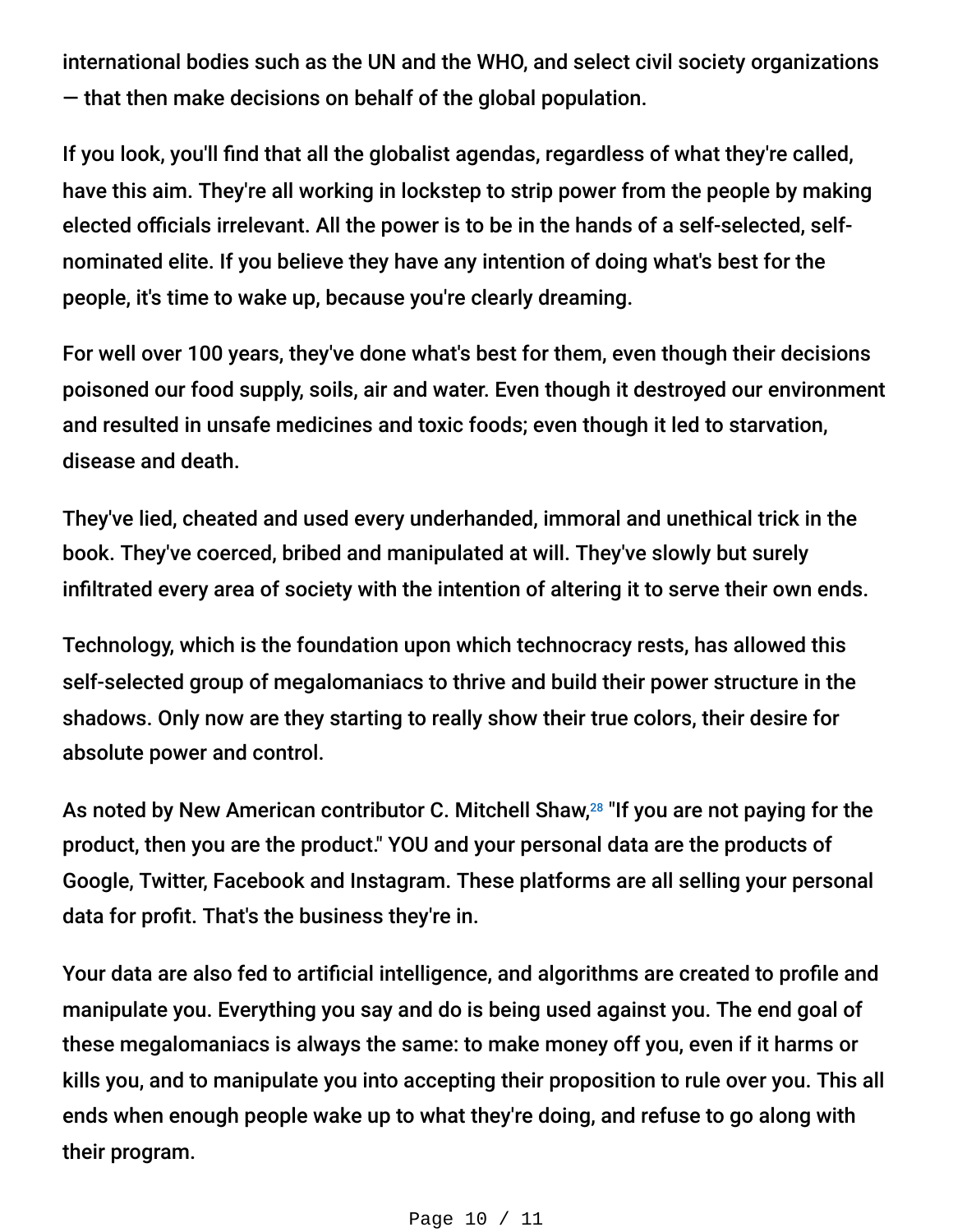international bodies such as the UN and the WHO, and select civil society organizations — that then make decisions on behalf of the global population.

If you look, you'll find that all the globalist agendas, regardless of what they're called, have this aim. They're all working in lockstep to strip power from the people by making elected officials irrelevant. All the power is to be in the hands of a self-selected, self-nominated elite. If you believe they have any intention of doing what's best for the people, it's time to wake up, because you're clearly dreaming.

For well over 100 years, they've done what's best for them, even though their decisions poisoned our food supply, soils, air and water. Even though it destroyed our environment and resulted in unsafe medicines and toxic foods; even though it led to starvation, disease and death.

They've lied, cheated and used every underhanded, immoral and unethical trick in the book. They've coerced, bribed and manipulated at will. They've slowly but surely infiltrated every area of society with the intention of altering it to serve their own ends.

Technology, which is the foundation upon which technocracy rests, has allowed this self-selected group of megalomaniacs to thrive and build their power structure in the shadows. Only now are they starting to really show their true colors, their desire for absolute power and control.

As noted by New American contributor C. Mitchell Shaw,[28] "If you are not paying for the product, then you are the product." YOU and your personal data are the products of Google, Twitter, Facebook and Instagram. These platforms are all selling your personal data for profit. That's the business they're in.

Your data are also fed to artificial intelligence, and algorithms are created to profile and manipulate you. Everything you say and do is being used against you. The end goal of these megalomaniacs is always the same: to make money off you, even if it harms or kills you, and to manipulate you into accepting their proposition to rule over you. This all ends when enough people wake up to what they're doing, and refuse to go along with their program.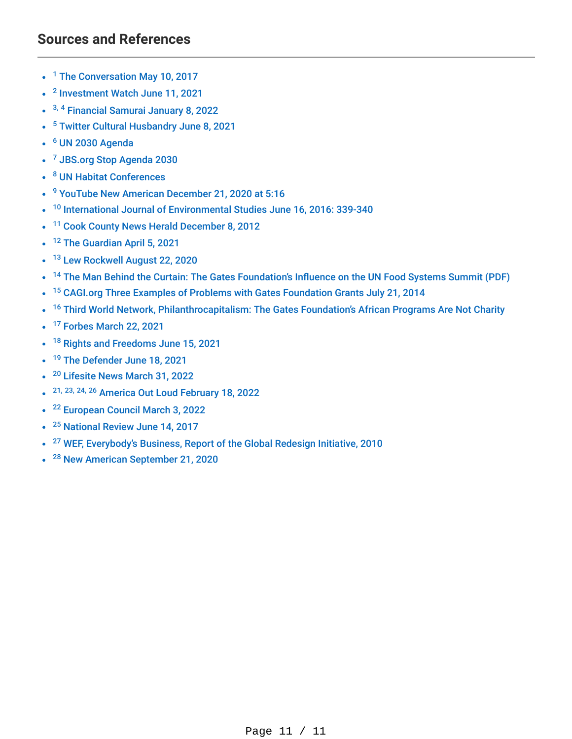## Sources and References

- [1] The Conversation May 10, 2017
- [2] Investment Watch June 11, 2021
- [3, 4] Financial Samurai January 8, 2022
- [5] Twitter Cultural Husbandry June 8, 2021
- [6] UN 2030 Agenda
- [7] JBS.org Stop Agenda 2030
- [8] UN Habitat Conferences
- [9] YouTube New American December 21, 2020 at 5:16
- [10] International Journal of Environmental Studies June 16, 2016: 339-340
- [11] Cook County News Herald December 8, 2012
- [12] The Guardian April 5, 2021
- [13] Lew Rockwell August 22, 2020
- [14] The Man Behind the Curtain: The Gates Foundation's Influence on the UN Food Systems Summit (PDF)
- [15] CAGI.org Three Examples of Problems with Gates Foundation Grants July 21, 2014
- [16] Third World Network, Philanthrocapitalism: The Gates Foundation's African Programs Are Not Charity
- [17] Forbes March 22, 2021
- [18] Rights and Freedoms June 15, 2021
- [19] The Defender June 18, 2021
- [20] Lifesite News March 31, 2022
- [21, 23, 24, 26] America Out Loud February 18, 2022
- [22] European Council March 3, 2022
- [25] National Review June 14, 2017
- [27] WEF, Everybody's Business, Report of the Global Redesign Initiative, 2010
- [28] New American September 21, 2020